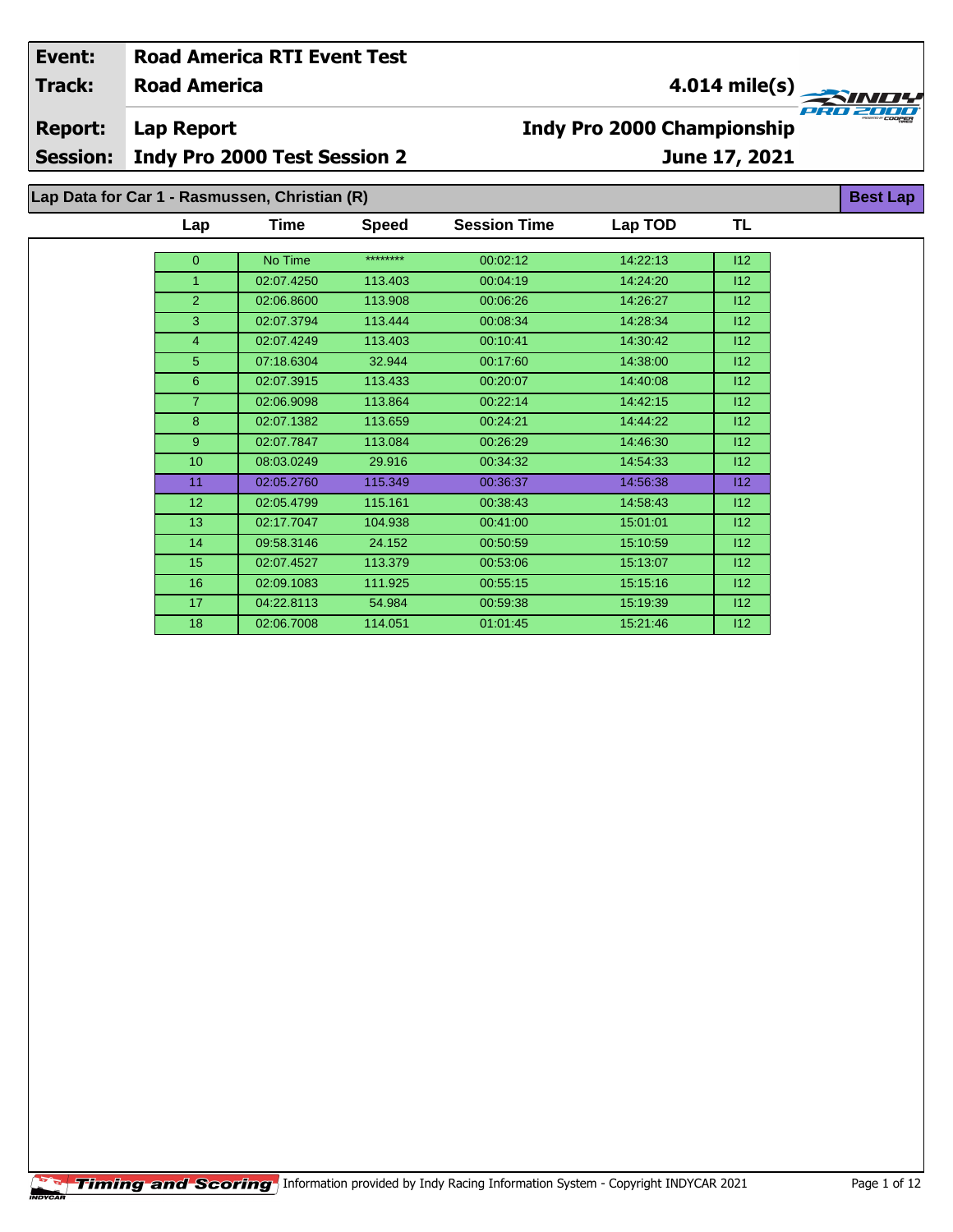| Event: | Road America RTI Event Test | |
|---|---|---|
| Track: | Road America | 4.014 mile(s) |
| Report: | Lap Report | Indy Pro 2000 Championship |
| Session: | Indy Pro 2000 Test Session 2 | June 17, 2021 |

## Lap Data for Car 1 - Rasmussen, Christian (R)

**Best Lap**

| Lap | Time | Speed | Session Time | Lap TOD | TL |
|---|---|---|---|---|---|
| 0 | No Time | ******** | 00:02:12 | 14:22:13 | I12 |
| 1 | 02:07.4250 | 113.403 | 00:04:19 | 14:24:20 | I12 |
| 2 | 02:06.8600 | 113.908 | 00:06:26 | 14:26:27 | I12 |
| 3 | 02:07.3794 | 113.444 | 00:08:34 | 14:28:34 | I12 |
| 4 | 02:07.4249 | 113.403 | 00:10:41 | 14:30:42 | I12 |
| 5 | 07:18.6304 | 32.944 | 00:17:60 | 14:38:00 | I12 |
| 6 | 02:07.3915 | 113.433 | 00:20:07 | 14:40:08 | I12 |
| 7 | 02:06.9098 | 113.864 | 00:22:14 | 14:42:15 | I12 |
| 8 | 02:07.1382 | 113.659 | 00:24:21 | 14:44:22 | I12 |
| 9 | 02:07.7847 | 113.084 | 00:26:29 | 14:46:30 | I12 |
| 10 | 08:03.0249 | 29.916 | 00:34:32 | 14:54:33 | I12 |
| 11 | 02:05.2760 | 115.349 | 00:36:37 | 14:56:38 | I12 |
| 12 | 02:05.4799 | 115.161 | 00:38:43 | 14:58:43 | I12 |
| 13 | 02:17.7047 | 104.938 | 00:41:00 | 15:01:01 | I12 |
| 14 | 09:58.3146 | 24.152 | 00:50:59 | 15:10:59 | I12 |
| 15 | 02:07.4527 | 113.379 | 00:53:06 | 15:13:07 | I12 |
| 16 | 02:09.1083 | 111.925 | 00:55:15 | 15:15:16 | I12 |
| 17 | 04:22.8113 | 54.984 | 00:59:38 | 15:19:39 | I12 |
| 18 | 02:06.7008 | 114.051 | 01:01:45 | 15:21:46 | I12 |

Information provided by Indy Racing Information System - Copyright INDYCAR 2021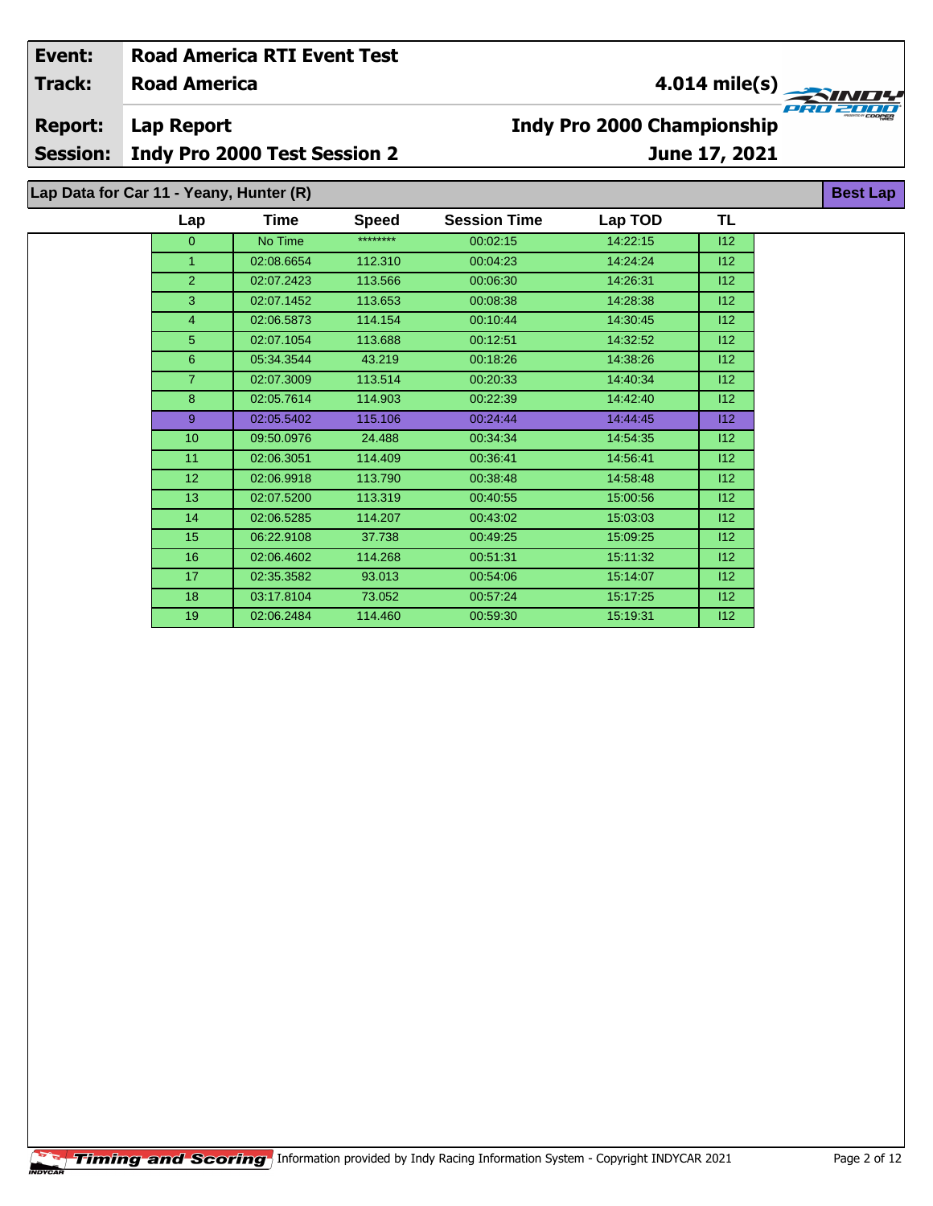| Event: | Road America RTI Event Test | |
|---|---|---|
| Track: | Road America | 4.014 mile(s) |
| Report: | Lap Report | Indy Pro 2000 Championship |
| Session: | Indy Pro 2000 Test Session 2 | June 17, 2021 |

## Lap Data for Car 11 - Yeany, Hunter (R)

**Best Lap**

| Lap | Time | Speed | Session Time | Lap TOD | TL |
|---|---|---|---|---|---|
| 0 | No Time | ******** | 00:02:15 | 14:22:15 | I12 |
| 1 | 02:08.6654 | 112.310 | 00:04:23 | 14:24:24 | I12 |
| 2 | 02:07.2423 | 113.566 | 00:06:30 | 14:26:31 | I12 |
| 3 | 02:07.1452 | 113.653 | 00:08:38 | 14:28:38 | I12 |
| 4 | 02:06.5873 | 114.154 | 00:10:44 | 14:30:45 | I12 |
| 5 | 02:07.1054 | 113.688 | 00:12:51 | 14:32:52 | I12 |
| 6 | 05:34.3544 | 43.219 | 00:18:26 | 14:38:26 | I12 |
| 7 | 02:07.3009 | 113.514 | 00:20:33 | 14:40:34 | I12 |
| 8 | 02:05.7614 | 114.903 | 00:22:39 | 14:42:40 | I12 |
| 9 | 02:05.5402 | 115.106 | 00:24:44 | 14:44:45 | I12 |
| 10 | 09:50.0976 | 24.488 | 00:34:34 | 14:54:35 | I12 |
| 11 | 02:06.3051 | 114.409 | 00:36:41 | 14:56:41 | I12 |
| 12 | 02:06.9918 | 113.790 | 00:38:48 | 14:58:48 | I12 |
| 13 | 02:07.5200 | 113.319 | 00:40:55 | 15:00:56 | I12 |
| 14 | 02:06.5285 | 114.207 | 00:43:02 | 15:03:03 | I12 |
| 15 | 06:22.9108 | 37.738 | 00:49:25 | 15:09:25 | I12 |
| 16 | 02:06.4602 | 114.268 | 00:51:31 | 15:11:32 | I12 |
| 17 | 02:35.3582 | 93.013 | 00:54:06 | 15:14:07 | I12 |
| 18 | 03:17.8104 | 73.052 | 00:57:24 | 15:17:25 | I12 |
| 19 | 02:06.2484 | 114.460 | 00:59:30 | 15:19:31 | I12 |

Timing and Scoring Information provided by Indy Racing Information System - Copyright INDYCAR 2021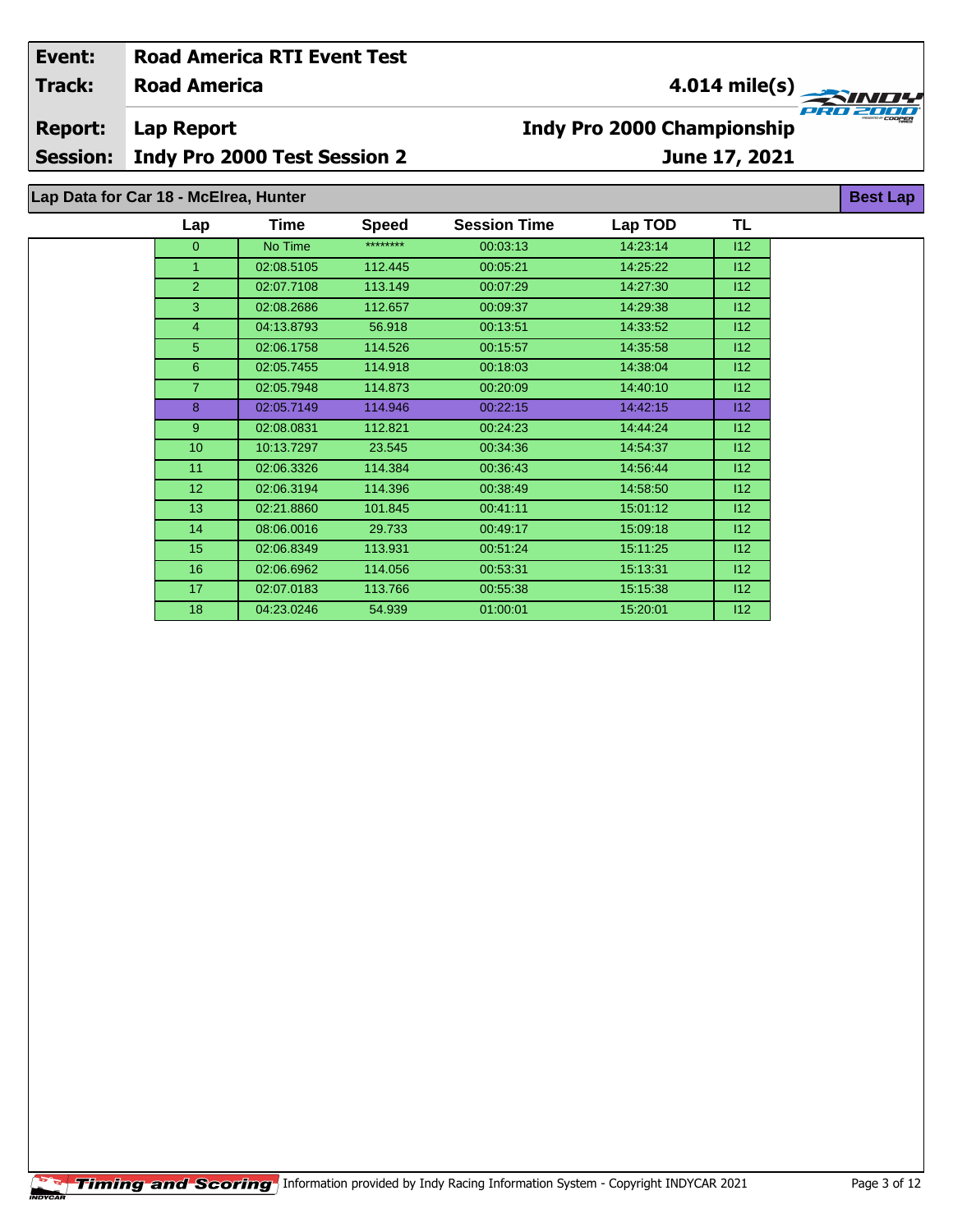| Event: | Road America RTI Event Test | |
|---|---|---|
| Track: | Road America | 4.014 mile(s) |
| Report: | Lap Report | Indy Pro 2000 Championship |
| Session: | Indy Pro 2000 Test Session 2 | June 17, 2021 |

## Lap Data for Car 18 - McElrea, Hunter

**Best Lap**

| Lap | Time | Speed | Session Time | Lap TOD | TL |
|---|---|---|---|---|---|
| 0 | No Time | ******** | 00:03:13 | 14:23:14 | I12 |
| 1 | 02:08.5105 | 112.445 | 00:05:21 | 14:25:22 | I12 |
| 2 | 02:07.7108 | 113.149 | 00:07:29 | 14:27:30 | I12 |
| 3 | 02:08.2686 | 112.657 | 00:09:37 | 14:29:38 | I12 |
| 4 | 04:13.8793 | 56.918 | 00:13:51 | 14:33:52 | I12 |
| 5 | 02:06.1758 | 114.526 | 00:15:57 | 14:35:58 | I12 |
| 6 | 02:05.7455 | 114.918 | 00:18:03 | 14:38:04 | I12 |
| 7 | 02:05.7948 | 114.873 | 00:20:09 | 14:40:10 | I12 |
| 8 | 02:05.7149 | 114.946 | 00:22:15 | 14:42:15 | I12 |
| 9 | 02:08.0831 | 112.821 | 00:24:23 | 14:44:24 | I12 |
| 10 | 10:13.7297 | 23.545 | 00:34:36 | 14:54:37 | I12 |
| 11 | 02:06.3326 | 114.384 | 00:36:43 | 14:56:44 | I12 |
| 12 | 02:06.3194 | 114.396 | 00:38:49 | 14:58:50 | I12 |
| 13 | 02:21.8860 | 101.845 | 00:41:11 | 15:01:12 | I12 |
| 14 | 08:06.0016 | 29.733 | 00:49:17 | 15:09:18 | I12 |
| 15 | 02:06.8349 | 113.931 | 00:51:24 | 15:11:25 | I12 |
| 16 | 02:06.6962 | 114.056 | 00:53:31 | 15:13:31 | I12 |
| 17 | 02:07.0183 | 113.766 | 00:55:38 | 15:15:38 | I12 |
| 18 | 04:23.0246 | 54.939 | 01:00:01 | 15:20:01 | I12 |

Timing and Scoring Information provided by Indy Racing Information System - Copyright INDYCAR 2021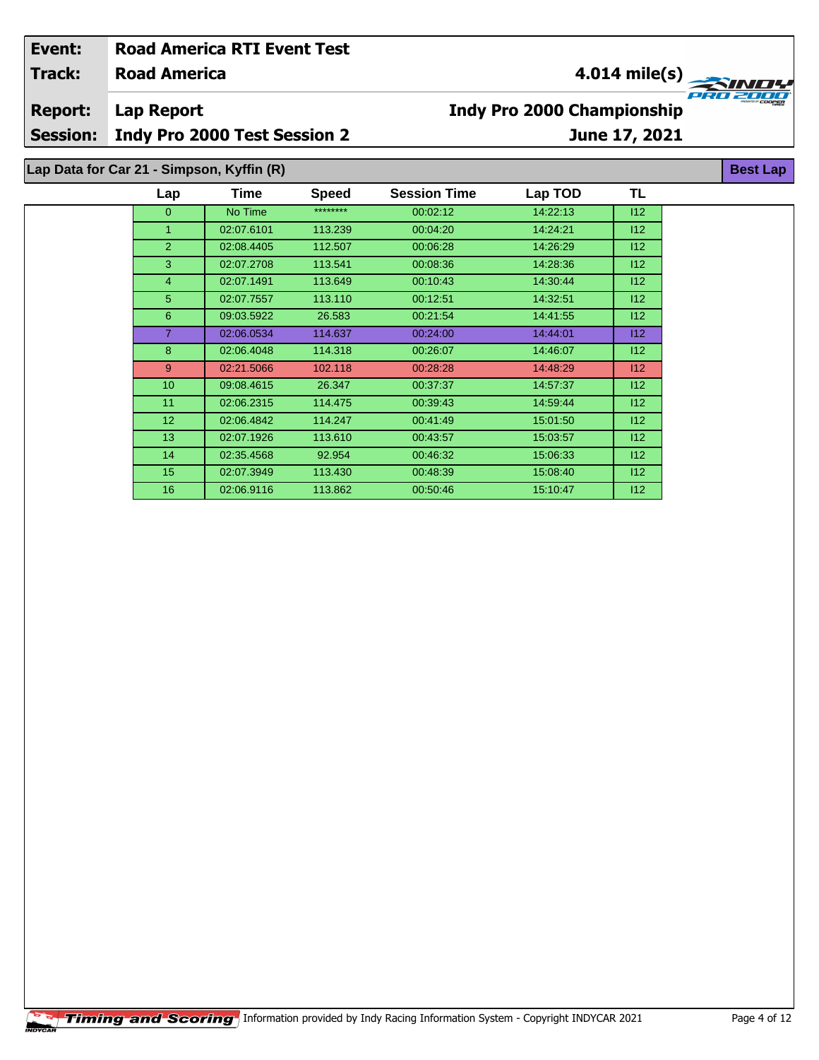**Event:** Road America RTI Event Test
**Track:** Road America — 4.014 mile(s)
**Report:** Lap Report — Indy Pro 2000 Championship
**Session:** Indy Pro 2000 Test Session 2 — June 17, 2021

## Lap Data for Car 21 - Simpson, Kyffin (R)

Best Lap

| Lap | Time | Speed | Session Time | Lap TOD | TL |
|---|---|---|---|---|---|
| 0 | No Time | ******** | 00:02:12 | 14:22:13 | I12 |
| 1 | 02:07.6101 | 113.239 | 00:04:20 | 14:24:21 | I12 |
| 2 | 02:08.4405 | 112.507 | 00:06:28 | 14:26:29 | I12 |
| 3 | 02:07.2708 | 113.541 | 00:08:36 | 14:28:36 | I12 |
| 4 | 02:07.1491 | 113.649 | 00:10:43 | 14:30:44 | I12 |
| 5 | 02:07.7557 | 113.110 | 00:12:51 | 14:32:51 | I12 |
| 6 | 09:03.5922 | 26.583 | 00:21:54 | 14:41:55 | I12 |
| 7 | 02:06.0534 | 114.637 | 00:24:00 | 14:44:01 | I12 |
| 8 | 02:06.4048 | 114.318 | 00:26:07 | 14:46:07 | I12 |
| 9 | 02:21.5066 | 102.118 | 00:28:28 | 14:48:29 | I12 |
| 10 | 09:08.4615 | 26.347 | 00:37:37 | 14:57:37 | I12 |
| 11 | 02:06.2315 | 114.475 | 00:39:43 | 14:59:44 | I12 |
| 12 | 02:06.4842 | 114.247 | 00:41:49 | 15:01:50 | I12 |
| 13 | 02:07.1926 | 113.610 | 00:43:57 | 15:03:57 | I12 |
| 14 | 02:35.4568 | 92.954 | 00:46:32 | 15:06:33 | I12 |
| 15 | 02:07.3949 | 113.430 | 00:48:39 | 15:08:40 | I12 |
| 16 | 02:06.9116 | 113.862 | 00:50:46 | 15:10:47 | I12 |

Timing and Scoring — Information provided by Indy Racing Information System - Copyright INDYCAR 2021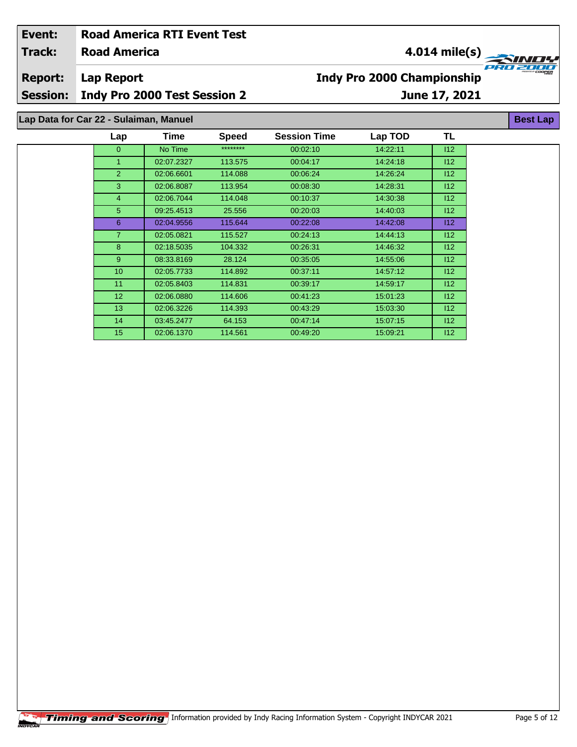**Event:** Road America RTI Event Test

**Track:** Road America — 4.014 mile(s)

**Report:** Lap Report — Indy Pro 2000 Championship

**Session:** Indy Pro 2000 Test Session 2 — June 17, 2021

## Lap Data for Car 22 - Sulaiman, Manuel

Best Lap

| Lap | Time | Speed | Session Time | Lap TOD | TL |
|---|---|---|---|---|---|
| 0 | No Time | ******** | 00:02:10 | 14:22:11 | I12 |
| 1 | 02:07.2327 | 113.575 | 00:04:17 | 14:24:18 | I12 |
| 2 | 02:06.6601 | 114.088 | 00:06:24 | 14:26:24 | I12 |
| 3 | 02:06.8087 | 113.954 | 00:08:30 | 14:28:31 | I12 |
| 4 | 02:06.7044 | 114.048 | 00:10:37 | 14:30:38 | I12 |
| 5 | 09:25.4513 | 25.556 | 00:20:03 | 14:40:03 | I12 |
| 6 | 02:04.9556 | 115.644 | 00:22:08 | 14:42:08 | I12 |
| 7 | 02:05.0821 | 115.527 | 00:24:13 | 14:44:13 | I12 |
| 8 | 02:18.5035 | 104.332 | 00:26:31 | 14:46:32 | I12 |
| 9 | 08:33.8169 | 28.124 | 00:35:05 | 14:55:06 | I12 |
| 10 | 02:05.7733 | 114.892 | 00:37:11 | 14:57:12 | I12 |
| 11 | 02:05.8403 | 114.831 | 00:39:17 | 14:59:17 | I12 |
| 12 | 02:06.0880 | 114.606 | 00:41:23 | 15:01:23 | I12 |
| 13 | 02:06.3226 | 114.393 | 00:43:29 | 15:03:30 | I12 |
| 14 | 03:45.2477 | 64.153 | 00:47:14 | 15:07:15 | I12 |
| 15 | 02:06.1370 | 114.561 | 00:49:20 | 15:09:21 | I12 |

Timing and Scoring — Information provided by Indy Racing Information System - Copyright INDYCAR 2021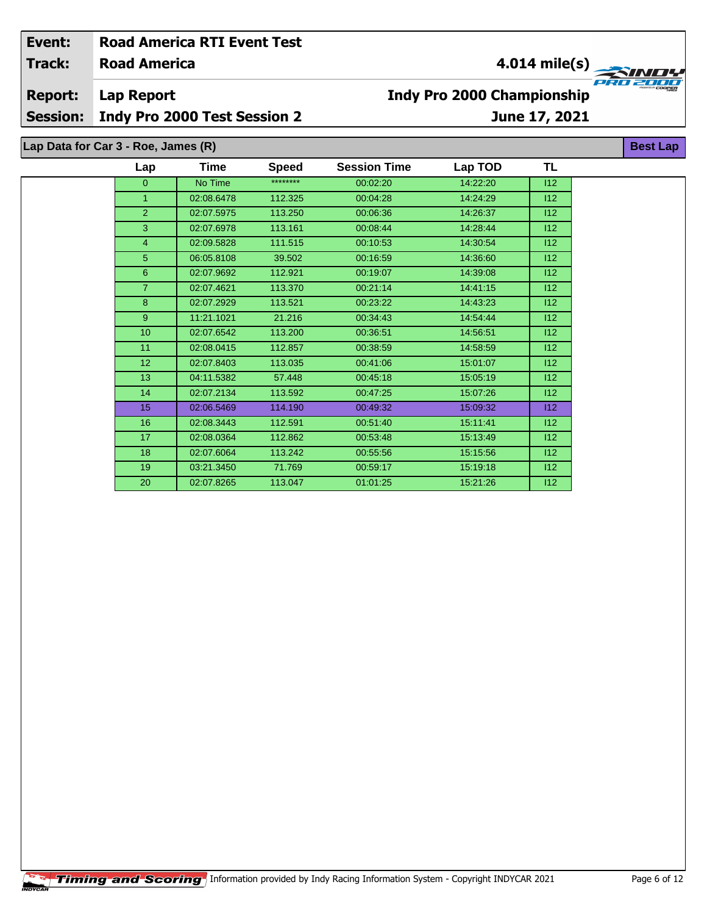| Event: | Road America RTI Event Test | |
|---|---|---|
| Track: | Road America | 4.014 mile(s) |
| Report: | Lap Report | Indy Pro 2000 Championship |
| Session: | Indy Pro 2000 Test Session 2 | June 17, 2021 |

## Lap Data for Car 3 - Roe, James (R)

**Best Lap**

| Lap | Time | Speed | Session Time | Lap TOD | TL |
|---|---|---|---|---|---|
| 0 | No Time | ******** | 00:02:20 | 14:22:20 | I12 |
| 1 | 02:08.6478 | 112.325 | 00:04:28 | 14:24:29 | I12 |
| 2 | 02:07.5975 | 113.250 | 00:06:36 | 14:26:37 | I12 |
| 3 | 02:07.6978 | 113.161 | 00:08:44 | 14:28:44 | I12 |
| 4 | 02:09.5828 | 111.515 | 00:10:53 | 14:30:54 | I12 |
| 5 | 06:05.8108 | 39.502 | 00:16:59 | 14:36:60 | I12 |
| 6 | 02:07.9692 | 112.921 | 00:19:07 | 14:39:08 | I12 |
| 7 | 02:07.4621 | 113.370 | 00:21:14 | 14:41:15 | I12 |
| 8 | 02:07.2929 | 113.521 | 00:23:22 | 14:43:23 | I12 |
| 9 | 11:21.1021 | 21.216 | 00:34:43 | 14:54:44 | I12 |
| 10 | 02:07.6542 | 113.200 | 00:36:51 | 14:56:51 | I12 |
| 11 | 02:08.0415 | 112.857 | 00:38:59 | 14:58:59 | I12 |
| 12 | 02:07.8403 | 113.035 | 00:41:06 | 15:01:07 | I12 |
| 13 | 04:11.5382 | 57.448 | 00:45:18 | 15:05:19 | I12 |
| 14 | 02:07.2134 | 113.592 | 00:47:25 | 15:07:26 | I12 |
| 15 | 02:06.5469 | 114.190 | 00:49:32 | 15:09:32 | I12 |
| 16 | 02:08.3443 | 112.591 | 00:51:40 | 15:11:41 | I12 |
| 17 | 02:08.0364 | 112.862 | 00:53:48 | 15:13:49 | I12 |
| 18 | 02:07.6064 | 113.242 | 00:55:56 | 15:15:56 | I12 |
| 19 | 03:21.3450 | 71.769 | 00:59:17 | 15:19:18 | I12 |
| 20 | 02:07.8265 | 113.047 | 01:01:25 | 15:21:26 | I12 |

Information provided by Indy Racing Information System - Copyright INDYCAR 2021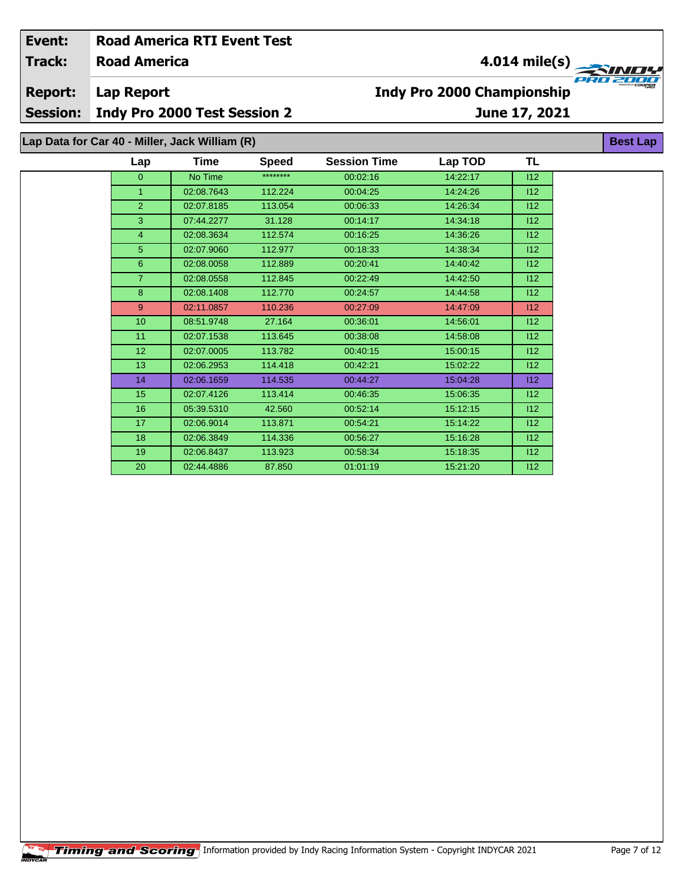| Event: | Road America RTI Event Test | |
|---|---|---|
| Track: | Road America | 4.014 mile(s) |
| Report: | Lap Report | Indy Pro 2000 Championship |
| Session: | Indy Pro 2000 Test Session 2 | June 17, 2021 |

## Lap Data for Car 40 - Miller, Jack William (R)

Best Lap

| Lap | Time | Speed | Session Time | Lap TOD | TL |
|---|---|---|---|---|---|
| 0 | No Time | ******** | 00:02:16 | 14:22:17 | I12 |
| 1 | 02:08.7643 | 112.224 | 00:04:25 | 14:24:26 | I12 |
| 2 | 02:07.8185 | 113.054 | 00:06:33 | 14:26:34 | I12 |
| 3 | 07:44.2277 | 31.128 | 00:14:17 | 14:34:18 | I12 |
| 4 | 02:08.3634 | 112.574 | 00:16:25 | 14:36:26 | I12 |
| 5 | 02:07.9060 | 112.977 | 00:18:33 | 14:38:34 | I12 |
| 6 | 02:08.0058 | 112.889 | 00:20:41 | 14:40:42 | I12 |
| 7 | 02:08.0558 | 112.845 | 00:22:49 | 14:42:50 | I12 |
| 8 | 02:08.1408 | 112.770 | 00:24:57 | 14:44:58 | I12 |
| 9 | 02:11.0857 | 110.236 | 00:27:09 | 14:47:09 | I12 |
| 10 | 08:51.9748 | 27.164 | 00:36:01 | 14:56:01 | I12 |
| 11 | 02:07.1538 | 113.645 | 00:38:08 | 14:58:08 | I12 |
| 12 | 02:07.0005 | 113.782 | 00:40:15 | 15:00:15 | I12 |
| 13 | 02:06.2953 | 114.418 | 00:42:21 | 15:02:22 | I12 |
| 14 | 02:06.1659 | 114.535 | 00:44:27 | 15:04:28 | I12 |
| 15 | 02:07.4126 | 113.414 | 00:46:35 | 15:06:35 | I12 |
| 16 | 05:39.5310 | 42.560 | 00:52:14 | 15:12:15 | I12 |
| 17 | 02:06.9014 | 113.871 | 00:54:21 | 15:14:22 | I12 |
| 18 | 02:06.3849 | 114.336 | 00:56:27 | 15:16:28 | I12 |
| 19 | 02:06.8437 | 113.923 | 00:58:34 | 15:18:35 | I12 |
| 20 | 02:44.4886 | 87.850 | 01:01:19 | 15:21:20 | I12 |

Timing and Scoring Information provided by Indy Racing Information System - Copyright INDYCAR 2021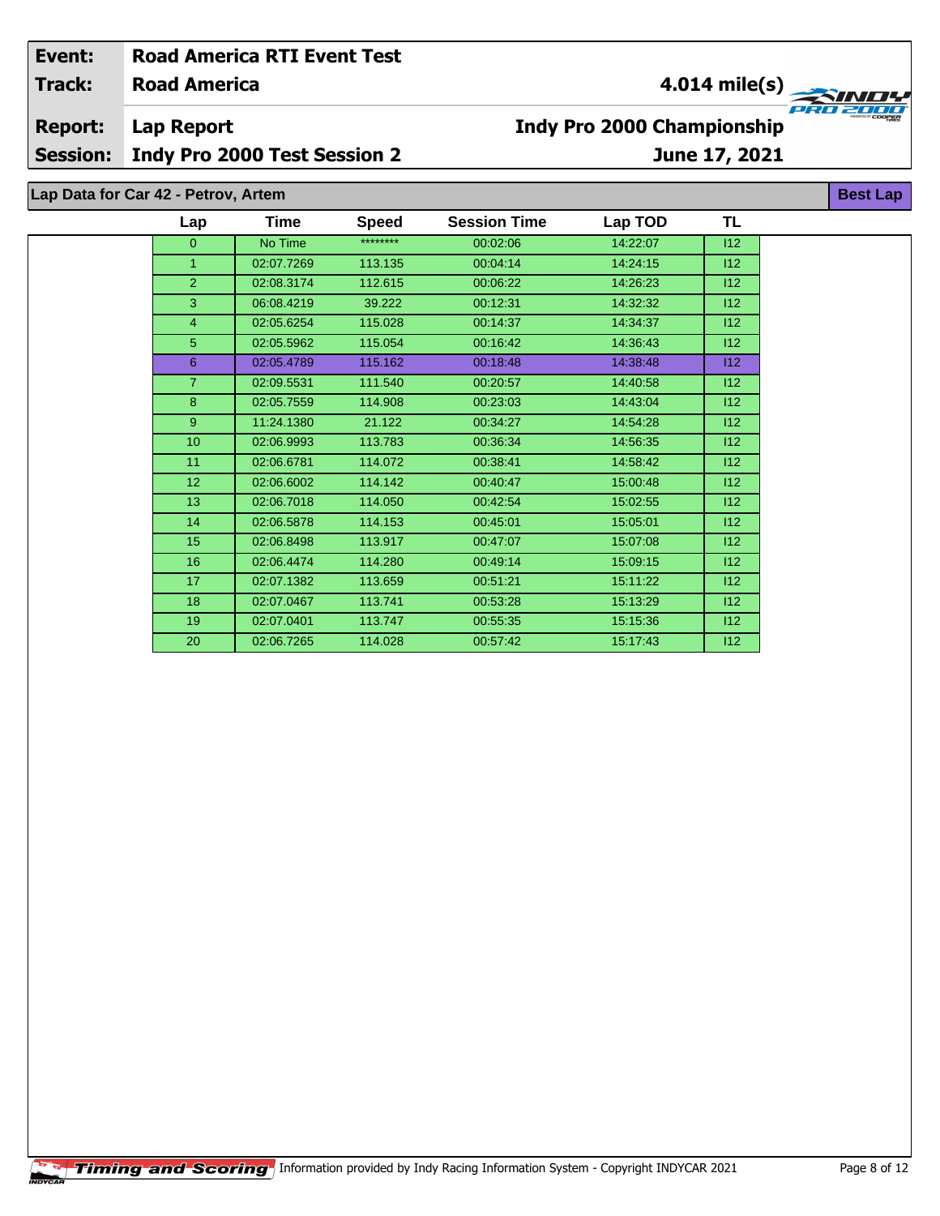| Event: | Road America RTI Event Test | |
|---|---|---|
| Track: | Road America | 4.014 mile(s) |
| Report: | Lap Report | Indy Pro 2000 Championship |
| Session: | Indy Pro 2000 Test Session 2 | June 17, 2021 |

## Lap Data for Car 42 - Petrov, Artem

**Best Lap**

| Lap | Time | Speed | Session Time | Lap TOD | TL |
|---|---|---|---|---|---|
| 0 | No Time | ******** | 00:02:06 | 14:22:07 | I12 |
| 1 | 02:07.7269 | 113.135 | 00:04:14 | 14:24:15 | I12 |
| 2 | 02:08.3174 | 112.615 | 00:06:22 | 14:26:23 | I12 |
| 3 | 06:08.4219 | 39.222 | 00:12:31 | 14:32:32 | I12 |
| 4 | 02:05.6254 | 115.028 | 00:14:37 | 14:34:37 | I12 |
| 5 | 02:05.5962 | 115.054 | 00:16:42 | 14:36:43 | I12 |
| 6 | 02:05.4789 | 115.162 | 00:18:48 | 14:38:48 | I12 |
| 7 | 02:09.5531 | 111.540 | 00:20:57 | 14:40:58 | I12 |
| 8 | 02:05.7559 | 114.908 | 00:23:03 | 14:43:04 | I12 |
| 9 | 11:24.1380 | 21.122 | 00:34:27 | 14:54:28 | I12 |
| 10 | 02:06.9993 | 113.783 | 00:36:34 | 14:56:35 | I12 |
| 11 | 02:06.6781 | 114.072 | 00:38:41 | 14:58:42 | I12 |
| 12 | 02:06.6002 | 114.142 | 00:40:47 | 15:00:48 | I12 |
| 13 | 02:06.7018 | 114.050 | 00:42:54 | 15:02:55 | I12 |
| 14 | 02:06.5878 | 114.153 | 00:45:01 | 15:05:01 | I12 |
| 15 | 02:06.8498 | 113.917 | 00:47:07 | 15:07:08 | I12 |
| 16 | 02:06.4474 | 114.280 | 00:49:14 | 15:09:15 | I12 |
| 17 | 02:07.1382 | 113.659 | 00:51:21 | 15:11:22 | I12 |
| 18 | 02:07.0467 | 113.741 | 00:53:28 | 15:13:29 | I12 |
| 19 | 02:07.0401 | 113.747 | 00:55:35 | 15:15:36 | I12 |
| 20 | 02:06.7265 | 114.028 | 00:57:42 | 15:17:43 | I12 |

Timing and Scoring Information provided by Indy Racing Information System - Copyright INDYCAR 2021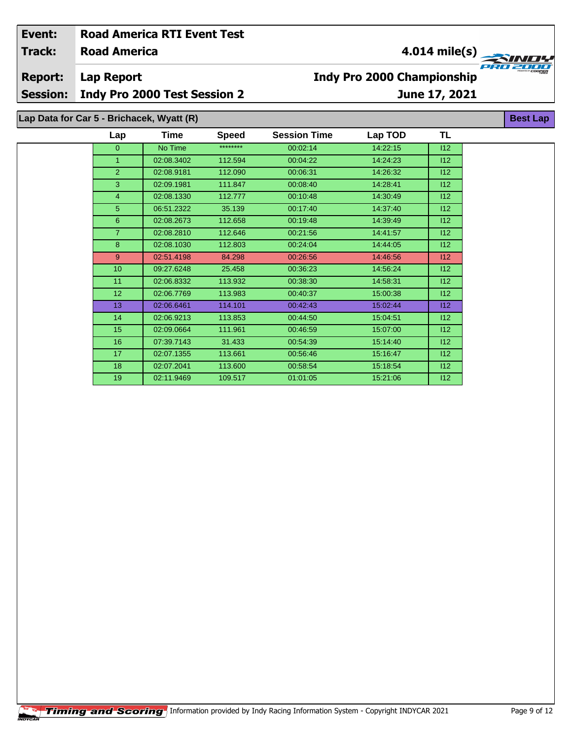| Event: | Road America RTI Event Test | |
|---|---|---|
| Track: | Road America | 4.014 mile(s) |
| Report: | Lap Report | Indy Pro 2000 Championship |
| Session: | Indy Pro 2000 Test Session 2 | June 17, 2021 |

## Lap Data for Car 5 - Brichacek, Wyatt (R)

Best Lap

| Lap | Time | Speed | Session Time | Lap TOD | TL |
|---|---|---|---|---|---|
| 0 | No Time | ******** | 00:02:14 | 14:22:15 | I12 |
| 1 | 02:08.3402 | 112.594 | 00:04:22 | 14:24:23 | I12 |
| 2 | 02:08.9181 | 112.090 | 00:06:31 | 14:26:32 | I12 |
| 3 | 02:09.1981 | 111.847 | 00:08:40 | 14:28:41 | I12 |
| 4 | 02:08.1330 | 112.777 | 00:10:48 | 14:30:49 | I12 |
| 5 | 06:51.2322 | 35.139 | 00:17:40 | 14:37:40 | I12 |
| 6 | 02:08.2673 | 112.658 | 00:19:48 | 14:39:49 | I12 |
| 7 | 02:08.2810 | 112.646 | 00:21:56 | 14:41:57 | I12 |
| 8 | 02:08.1030 | 112.803 | 00:24:04 | 14:44:05 | I12 |
| 9 | 02:51.4198 | 84.298 | 00:26:56 | 14:46:56 | I12 |
| 10 | 09:27.6248 | 25.458 | 00:36:23 | 14:56:24 | I12 |
| 11 | 02:06.8332 | 113.932 | 00:38:30 | 14:58:31 | I12 |
| 12 | 02:06.7769 | 113.983 | 00:40:37 | 15:00:38 | I12 |
| 13 | 02:06.6461 | 114.101 | 00:42:43 | 15:02:44 | I12 |
| 14 | 02:06.9213 | 113.853 | 00:44:50 | 15:04:51 | I12 |
| 15 | 02:09.0664 | 111.961 | 00:46:59 | 15:07:00 | I12 |
| 16 | 07:39.7143 | 31.433 | 00:54:39 | 15:14:40 | I12 |
| 17 | 02:07.1355 | 113.661 | 00:56:46 | 15:16:47 | I12 |
| 18 | 02:07.2041 | 113.600 | 00:58:54 | 15:18:54 | I12 |
| 19 | 02:11.9469 | 109.517 | 01:01:05 | 15:21:06 | I12 |

Timing and Scoring Information provided by Indy Racing Information System - Copyright INDYCAR 2021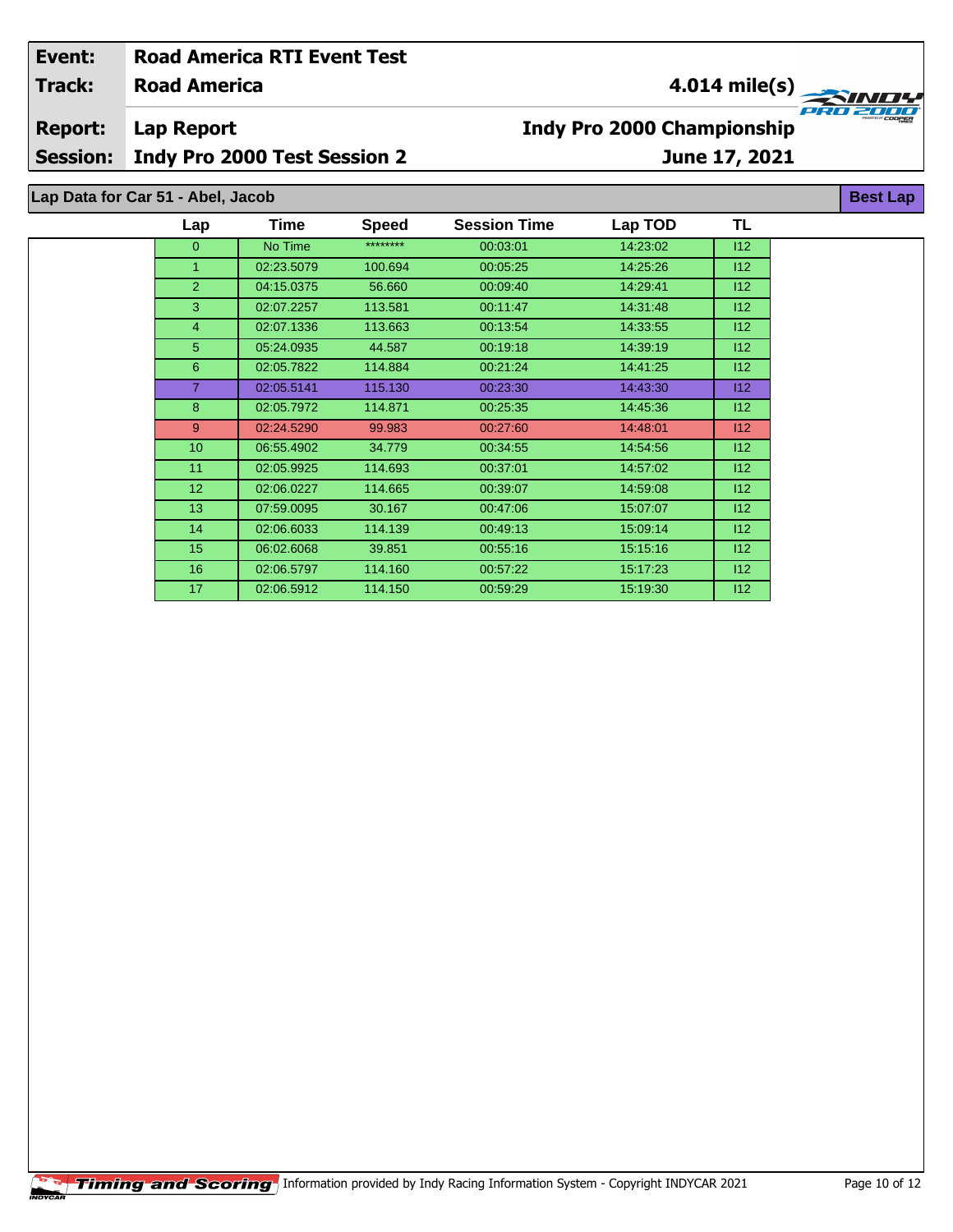| | |
|---|---|
| **Event:** | **Road America RTI Event Test** |
| **Track:** | **Road America** — **4.014 mile(s)** |
| **Report:** | **Lap Report** — **Indy Pro 2000 Championship** |
| **Session:** | **Indy Pro 2000 Test Session 2** — **June 17, 2021** |

## Lap Data for Car 51 - Abel, Jacob

**Best Lap**

| Lap | Time | Speed | Session Time | Lap TOD | TL |
|---|---|---|---|---|---|
| 0 | No Time | ******** | 00:03:01 | 14:23:02 | I12 |
| 1 | 02:23.5079 | 100.694 | 00:05:25 | 14:25:26 | I12 |
| 2 | 04:15.0375 | 56.660 | 00:09:40 | 14:29:41 | I12 |
| 3 | 02:07.2257 | 113.581 | 00:11:47 | 14:31:48 | I12 |
| 4 | 02:07.1336 | 113.663 | 00:13:54 | 14:33:55 | I12 |
| 5 | 05:24.0935 | 44.587 | 00:19:18 | 14:39:19 | I12 |
| 6 | 02:05.7822 | 114.884 | 00:21:24 | 14:41:25 | I12 |
| 7 | 02:05.5141 | 115.130 | 00:23:30 | 14:43:30 | I12 |
| 8 | 02:05.7972 | 114.871 | 00:25:35 | 14:45:36 | I12 |
| 9 | 02:24.5290 | 99.983 | 00:27:60 | 14:48:01 | I12 |
| 10 | 06:55.4902 | 34.779 | 00:34:55 | 14:54:56 | I12 |
| 11 | 02:05.9925 | 114.693 | 00:37:01 | 14:57:02 | I12 |
| 12 | 02:06.0227 | 114.665 | 00:39:07 | 14:59:08 | I12 |
| 13 | 07:59.0095 | 30.167 | 00:47:06 | 15:07:07 | I12 |
| 14 | 02:06.6033 | 114.139 | 00:49:13 | 15:09:14 | I12 |
| 15 | 06:02.6068 | 39.851 | 00:55:16 | 15:15:16 | I12 |
| 16 | 02:06.5797 | 114.160 | 00:57:22 | 15:17:23 | I12 |
| 17 | 02:06.5912 | 114.150 | 00:59:29 | 15:19:30 | I12 |

Timing and Scoring — Information provided by Indy Racing Information System - Copyright INDYCAR 2021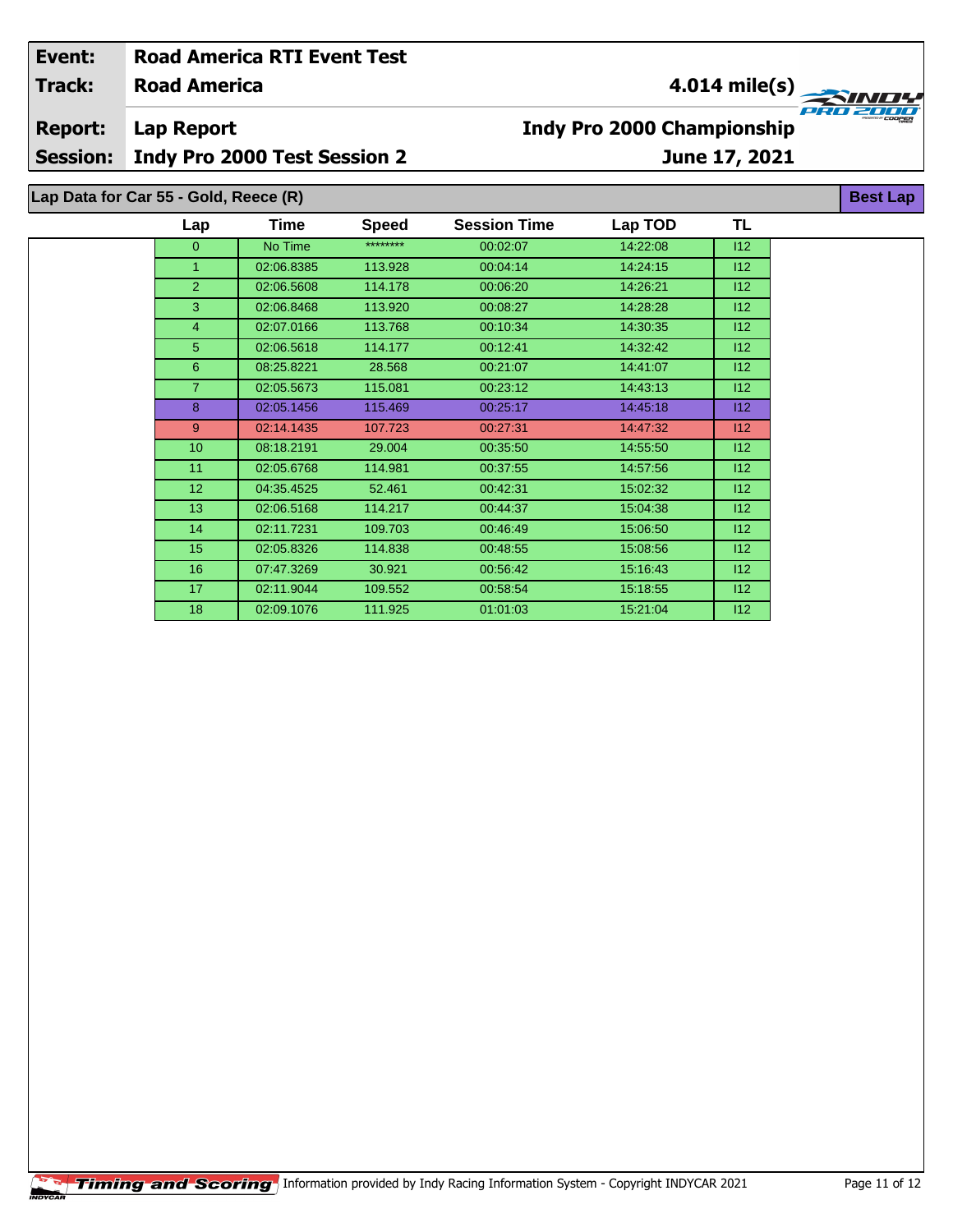| Event: | Road America RTI Event Test | |
|---|---|---|
| Track: | Road America | 4.014 mile(s) |
| Report: | Lap Report | Indy Pro 2000 Championship |
| Session: | Indy Pro 2000 Test Session 2 | June 17, 2021 |

## Lap Data for Car 55 - Gold, Reece (R)

**Best Lap**

| Lap | Time | Speed | Session Time | Lap TOD | TL |
|---|---|---|---|---|---|
| 0 | No Time | ******** | 00:02:07 | 14:22:08 | I12 |
| 1 | 02:06.8385 | 113.928 | 00:04:14 | 14:24:15 | I12 |
| 2 | 02:06.5608 | 114.178 | 00:06:20 | 14:26:21 | I12 |
| 3 | 02:06.8468 | 113.920 | 00:08:27 | 14:28:28 | I12 |
| 4 | 02:07.0166 | 113.768 | 00:10:34 | 14:30:35 | I12 |
| 5 | 02:06.5618 | 114.177 | 00:12:41 | 14:32:42 | I12 |
| 6 | 08:25.8221 | 28.568 | 00:21:07 | 14:41:07 | I12 |
| 7 | 02:05.5673 | 115.081 | 00:23:12 | 14:43:13 | I12 |
| 8 | 02:05.1456 | 115.469 | 00:25:17 | 14:45:18 | I12 |
| 9 | 02:14.1435 | 107.723 | 00:27:31 | 14:47:32 | I12 |
| 10 | 08:18.2191 | 29.004 | 00:35:50 | 14:55:50 | I12 |
| 11 | 02:05.6768 | 114.981 | 00:37:55 | 14:57:56 | I12 |
| 12 | 04:35.4525 | 52.461 | 00:42:31 | 15:02:32 | I12 |
| 13 | 02:06.5168 | 114.217 | 00:44:37 | 15:04:38 | I12 |
| 14 | 02:11.7231 | 109.703 | 00:46:49 | 15:06:50 | I12 |
| 15 | 02:05.8326 | 114.838 | 00:48:55 | 15:08:56 | I12 |
| 16 | 07:47.3269 | 30.921 | 00:56:42 | 15:16:43 | I12 |
| 17 | 02:11.9044 | 109.552 | 00:58:54 | 15:18:55 | I12 |
| 18 | 02:09.1076 | 111.925 | 01:01:03 | 15:21:04 | I12 |

Timing and Scoring — Information provided by Indy Racing Information System - Copyright INDYCAR 2021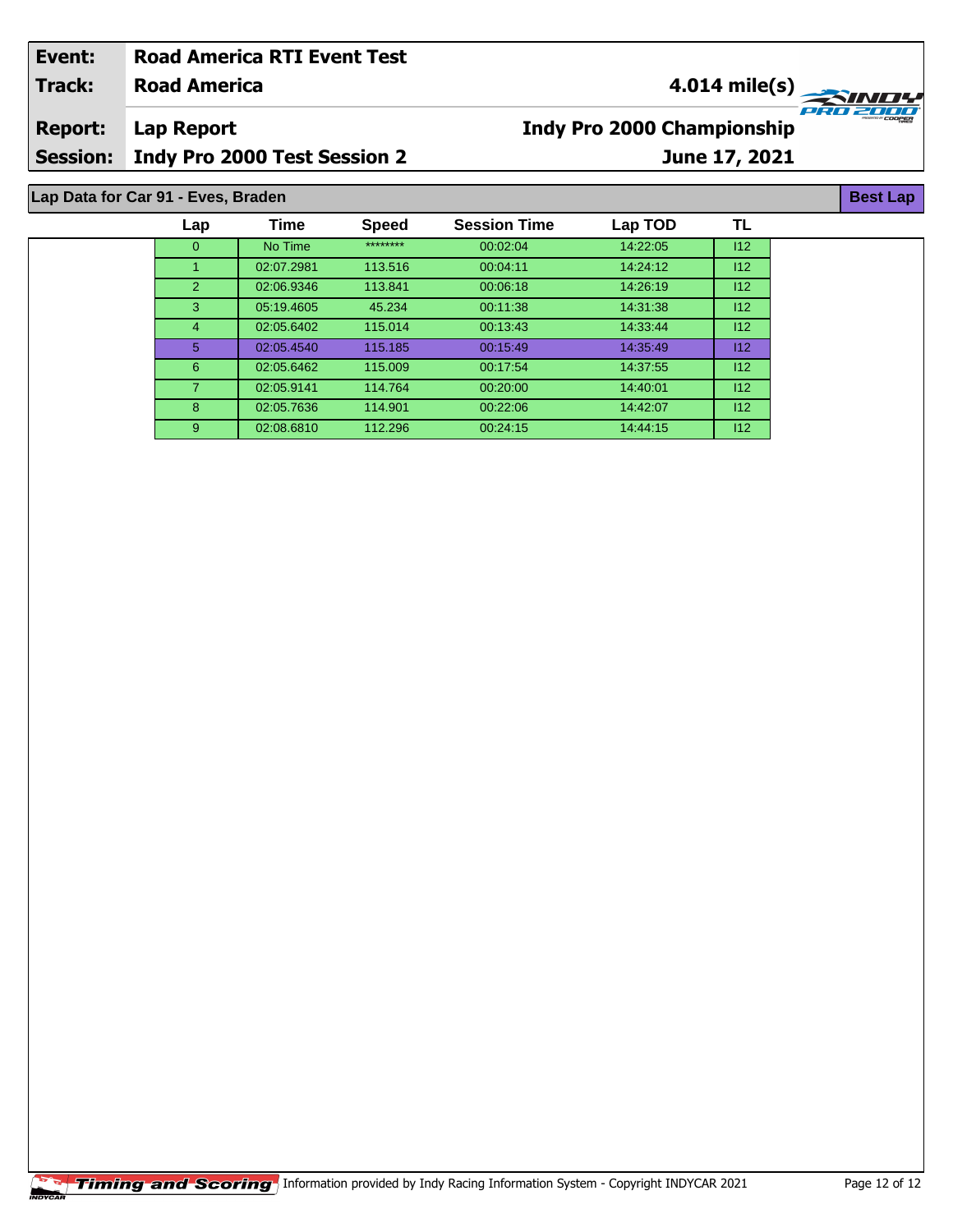| | |
|---|---|
| **Event:** | **Road America RTI Event Test** |
| **Track:** | **Road America** — **4.014 mile(s)** |
| **Report:** | **Lap Report** — **Indy Pro 2000 Championship** |
| **Session:** | **Indy Pro 2000 Test Session 2** — **June 17, 2021** |

## Lap Data for Car 91 - Eves, Braden

**Best Lap**

| Lap | Time | Speed | Session Time | Lap TOD | TL |
|---|---|---|---|---|---|
| 0 | No Time | ******** | 00:02:04 | 14:22:05 | I12 |
| 1 | 02:07.2981 | 113.516 | 00:04:11 | 14:24:12 | I12 |
| 2 | 02:06.9346 | 113.841 | 00:06:18 | 14:26:19 | I12 |
| 3 | 05:19.4605 | 45.234 | 00:11:38 | 14:31:38 | I12 |
| 4 | 02:05.6402 | 115.014 | 00:13:43 | 14:33:44 | I12 |
| 5 | 02:05.4540 | 115.185 | 00:15:49 | 14:35:49 | I12 |
| 6 | 02:05.6462 | 115.009 | 00:17:54 | 14:37:55 | I12 |
| 7 | 02:05.9141 | 114.764 | 00:20:00 | 14:40:01 | I12 |
| 8 | 02:05.7636 | 114.901 | 00:22:06 | 14:42:07 | I12 |
| 9 | 02:08.6810 | 112.296 | 00:24:15 | 14:44:15 | I12 |

Timing and Scoring — Information provided by Indy Racing Information System - Copyright INDYCAR 2021